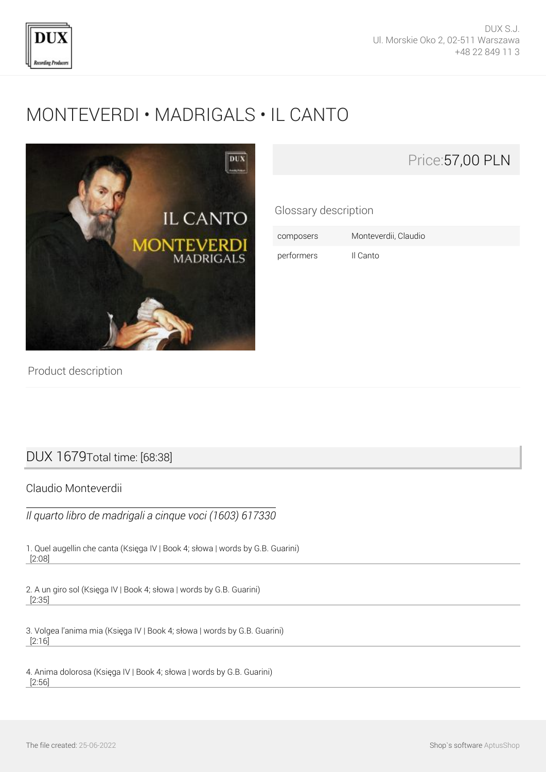DUX S.J.
Ul. Morskie Oko 2, 02-511 Warszawa
+48 22 849 11 3

# MONTEVERDI • MADRIGALS • IL CANTO

Price:57,00 PLN

Glossary description

| composers | Monteverdii, Claudio |
|---|---|
| performers | Il Canto |

Product description

## DUX 1679 Total time: [68:38]

### Claudio Monteverdii

*Il quarto libro de madrigali a cinque voci (1603) 617330*

1. Quel augellin che canta (Księga IV | Book 4; słowa | words by G.B. Guarini)
[2:08]

2. A un giro sol (Księga IV | Book 4; słowa | words by G.B. Guarini)
[2:35]

3. Volgea l'anima mia (Księga IV | Book 4; słowa | words by G.B. Guarini)
[2:16]

4. Anima dolorosa (Księga IV | Book 4; słowa | words by G.B. Guarini)
[2:56]

The file created: 25-06-2022

Shop`s software AptusShop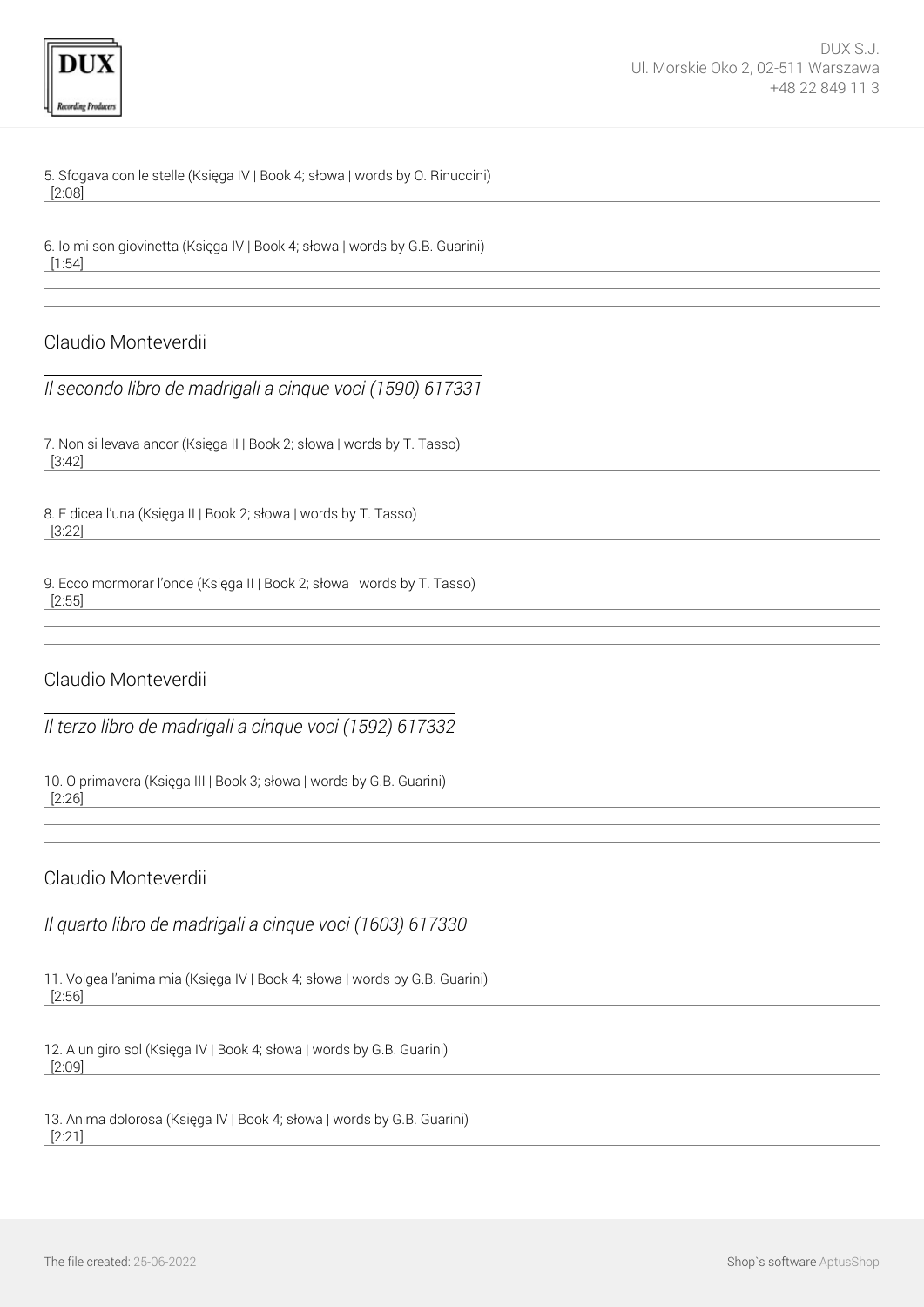5. Sfogava con le stelle (Księga IV | Book 4; słowa | words by O. Rinuccini)
[2:08]

6. Io mi son giovinetta (Księga IV | Book 4; słowa | words by G.B. Guarini)
[1:54]

## Claudio Monteverdii

*Il secondo libro de madrigali a cinque voci (1590) 617331*

7. Non si levava ancor (Księga II | Book 2; słowa | words by T. Tasso)
[3:42]

8. E dicea l'una (Księga II | Book 2; słowa | words by T. Tasso)
[3:22]

9. Ecco mormorar l'onde (Księga II | Book 2; słowa | words by T. Tasso)
[2:55]

## Claudio Monteverdii

*Il terzo libro de madrigali a cinque voci (1592) 617332*

10. O primavera (Księga III | Book 3; słowa | words by G.B. Guarini)
[2:26]

## Claudio Monteverdii

*Il quarto libro de madrigali a cinque voci (1603) 617330*

11. Volgea l'anima mia (Księga IV | Book 4; słowa | words by G.B. Guarini)
[2:56]

12. A un giro sol (Księga IV | Book 4; słowa | words by G.B. Guarini)
[2:09]

13. Anima dolorosa (Księga IV | Book 4; słowa | words by G.B. Guarini)
[2:21]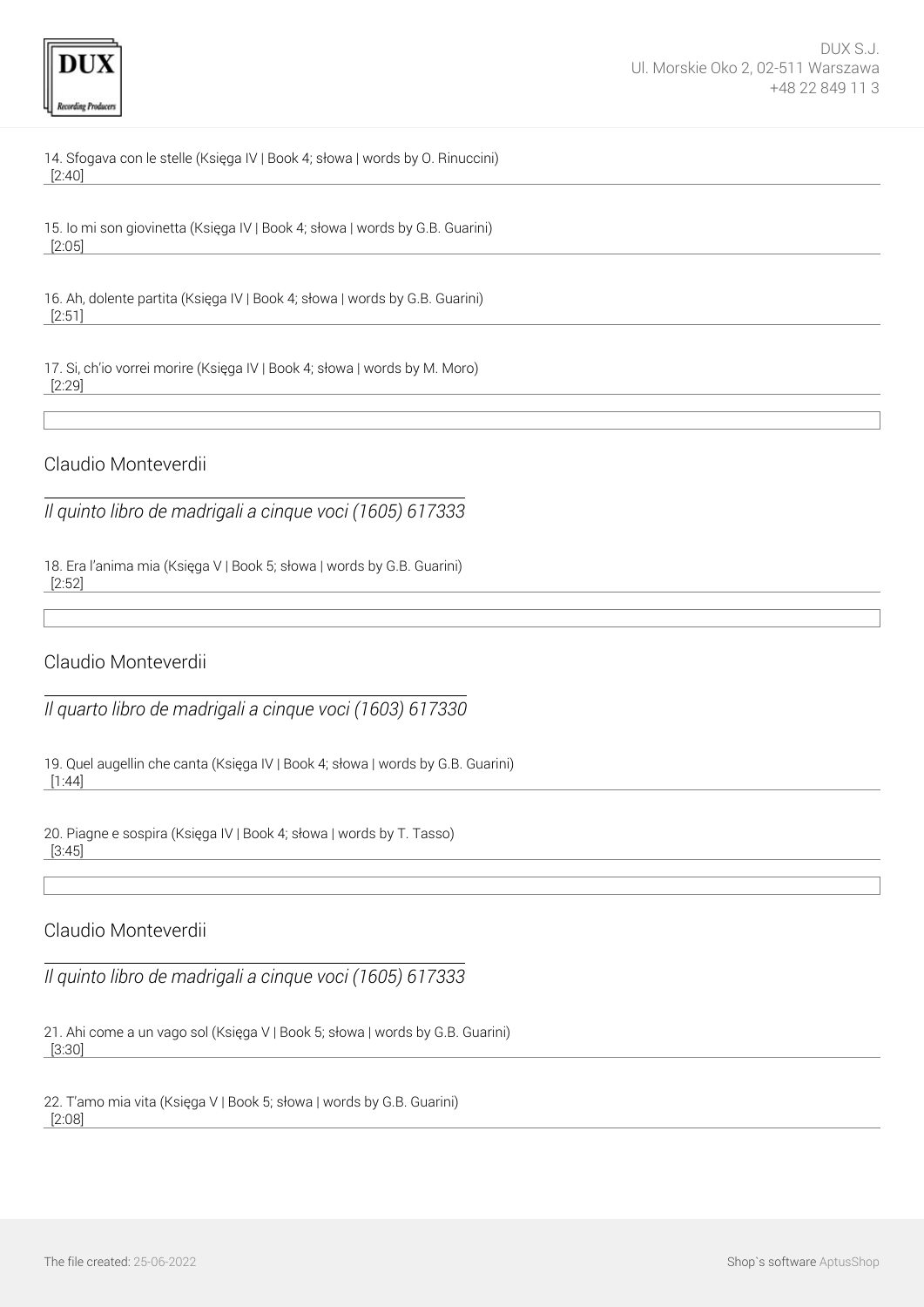14. Sfogava con le stelle (Księga IV | Book 4; słowa | words by O. Rinuccini)
[2:40]

15. Io mi son giovinetta (Księga IV | Book 4; słowa | words by G.B. Guarini)
[2:05]

16. Ah, dolente partita (Księga IV | Book 4; słowa | words by G.B. Guarini)
[2:51]

17. Si, ch'io vorrei morire (Księga IV | Book 4; słowa | words by M. Moro)
[2:29]

## Claudio Monteverdii

*Il quinto libro de madrigali a cinque voci (1605) 617333*

18. Era l'anima mia (Księga V | Book 5; słowa | words by G.B. Guarini)
[2:52]

## Claudio Monteverdii

*Il quarto libro de madrigali a cinque voci (1603) 617330*

19. Quel augellin che canta (Księga IV | Book 4; słowa | words by G.B. Guarini)
[1:44]

20. Piagne e sospira (Księga IV | Book 4; słowa | words by T. Tasso)
[3:45]

## Claudio Monteverdii

*Il quinto libro de madrigali a cinque voci (1605) 617333*

21. Ahi come a un vago sol (Księga V | Book 5; słowa | words by G.B. Guarini)
[3:30]

22. T'amo mia vita (Księga V | Book 5; słowa | words by G.B. Guarini)
[2:08]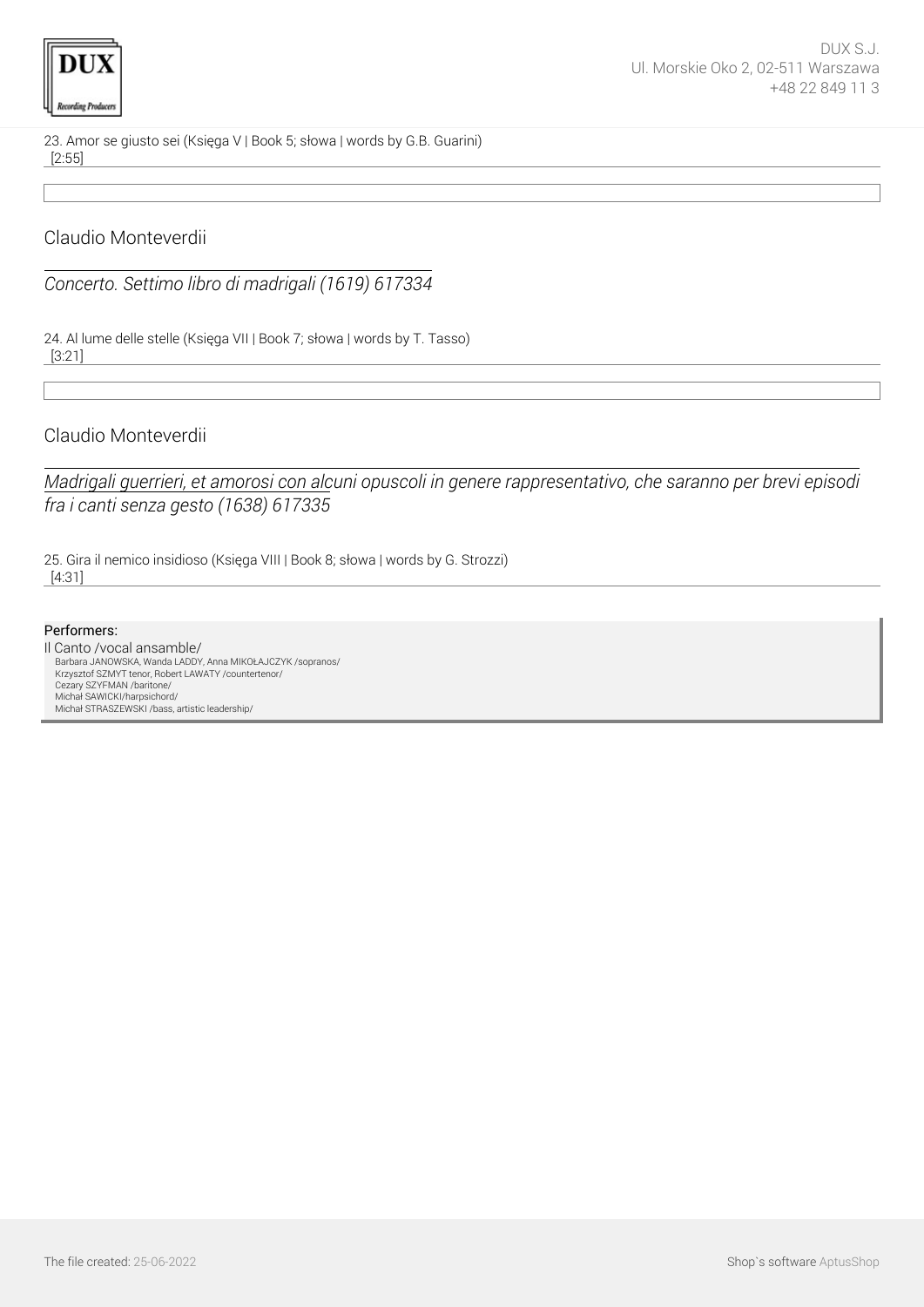23. Amor se giusto sei (Księga V | Book 5; słowa | words by G.B. Guarini)
[2:55]

Claudio Monteverdii

*Concerto. Settimo libro di madrigali (1619) 617334*

24. Al lume delle stelle (Księga VII | Book 7; słowa | words by T. Tasso)
[3:21]

Claudio Monteverdii

*Madrigali guerrieri, et amorosi con alcuni opuscoli in genere rappresentativo, che saranno per brevi episodi fra i canti senza gesto (1638) 617335*

25. Gira il nemico insidioso (Księga VIII | Book 8; słowa | words by G. Strozzi)
[4:31]

**Performers:**

Il Canto /vocal ansamble/
Barbara JANOWSKA, Wanda LADDY, Anna MIKOŁAJCZYK /sopranos/
Krzysztof SZMYT tenor, Robert LAWATY /countertenor/
Cezary SZYFMAN /baritone/
Michał SAWICKI/harpsichord/
Michał STRASZEWSKI /bass, artistic leadership/